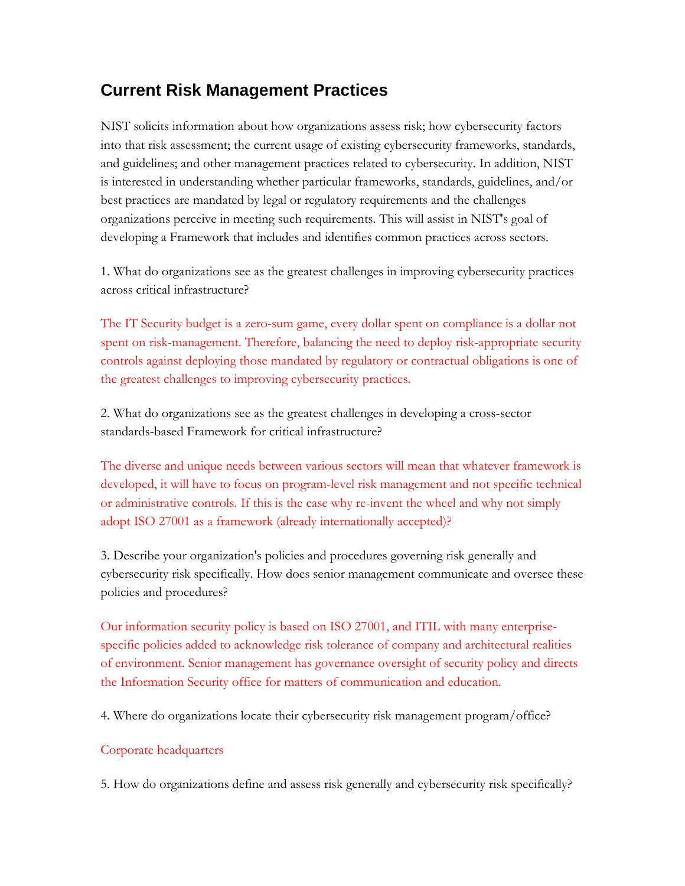## Current Risk Management Practices

NIST solicits information about how organizations assess risk; how cybersecurity factors into that risk assessment; the current usage of existing cybersecurity frameworks, standards, and guidelines; and other management practices related to cybersecurity. In addition, NIST is interested in understanding whether particular frameworks, standards, guidelines, and/or best practices are mandated by legal or regulatory requirements and the challenges organizations perceive in meeting such requirements. This will assist in NIST's goal of developing a Framework that includes and identifies common practices across sectors.

1. What do organizations see as the greatest challenges in improving cybersecurity practices across critical infrastructure?

The IT Security budget is a zero-sum game, every dollar spent on compliance is a dollar not spent on risk-management. Therefore, balancing the need to deploy risk-appropriate security controls against deploying those mandated by regulatory or contractual obligations is one of the greatest challenges to improving cybersecurity practices.

2. What do organizations see as the greatest challenges in developing a cross-sector standards-based Framework for critical infrastructure?

The diverse and unique needs between various sectors will mean that whatever framework is developed, it will have to focus on program-level risk management and not specific technical or administrative controls. If this is the case why re-invent the wheel and why not simply adopt ISO 27001 as a framework (already internationally accepted)?

3. Describe your organization's policies and procedures governing risk generally and cybersecurity risk specifically. How does senior management communicate and oversee these policies and procedures?

Our information security policy is based on ISO 27001, and ITIL with many enterprise-specific policies added to acknowledge risk tolerance of company and architectural realities of environment. Senior management has governance oversight of security policy and directs the Information Security office for matters of communication and education.

4. Where do organizations locate their cybersecurity risk management program/office?

Corporate headquarters

5. How do organizations define and assess risk generally and cybersecurity risk specifically?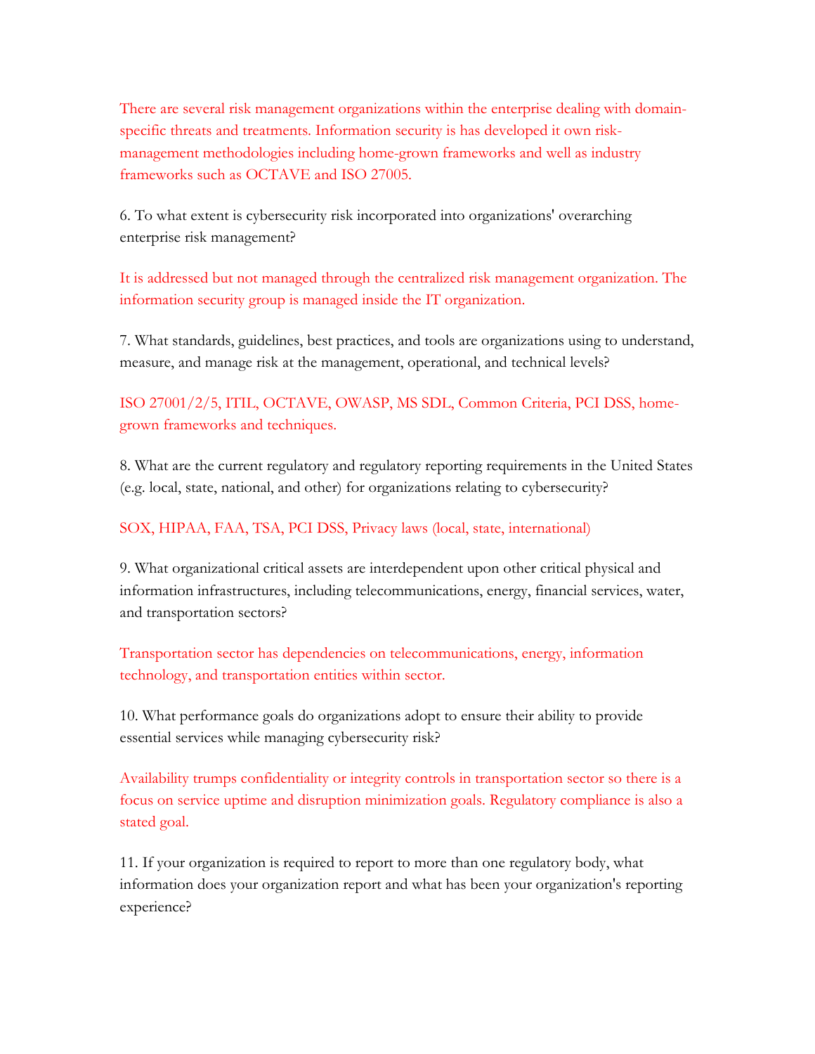There are several risk management organizations within the enterprise dealing with domain-specific threats and treatments. Information security is has developed it own risk-management methodologies including home-grown frameworks and well as industry frameworks such as OCTAVE and ISO 27005.

6. To what extent is cybersecurity risk incorporated into organizations' overarching enterprise risk management?

It is addressed but not managed through the centralized risk management organization. The information security group is managed inside the IT organization.

7. What standards, guidelines, best practices, and tools are organizations using to understand, measure, and manage risk at the management, operational, and technical levels?

ISO 27001/2/5, ITIL, OCTAVE, OWASP, MS SDL, Common Criteria, PCI DSS, home-grown frameworks and techniques.

8. What are the current regulatory and regulatory reporting requirements in the United States (e.g. local, state, national, and other) for organizations relating to cybersecurity?

SOX, HIPAA, FAA, TSA, PCI DSS, Privacy laws (local, state, international)

9. What organizational critical assets are interdependent upon other critical physical and information infrastructures, including telecommunications, energy, financial services, water, and transportation sectors?

Transportation sector has dependencies on telecommunications, energy, information technology, and transportation entities within sector.

10. What performance goals do organizations adopt to ensure their ability to provide essential services while managing cybersecurity risk?

Availability trumps confidentiality or integrity controls in transportation sector so there is a focus on service uptime and disruption minimization goals. Regulatory compliance is also a stated goal.

11. If your organization is required to report to more than one regulatory body, what information does your organization report and what has been your organization's reporting experience?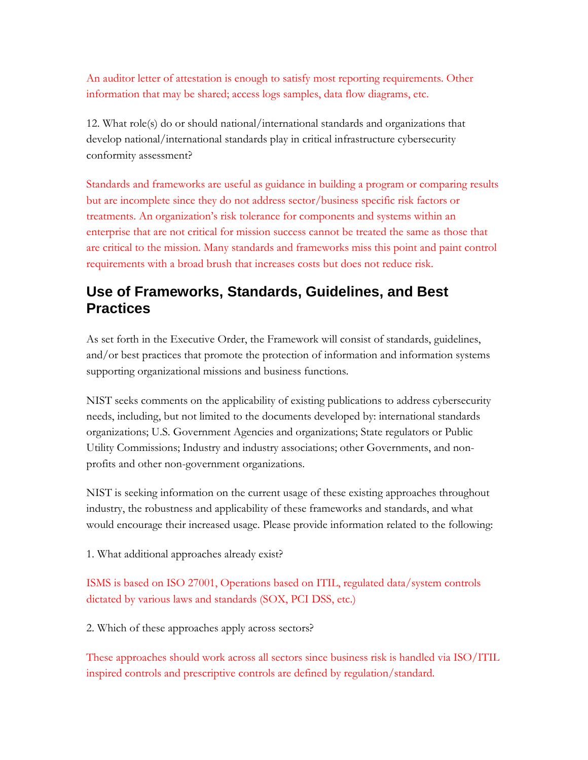An auditor letter of attestation is enough to satisfy most reporting requirements. Other information that may be shared; access logs samples, data flow diagrams, etc.

12. What role(s) do or should national/international standards and organizations that develop national/international standards play in critical infrastructure cybersecurity conformity assessment?

Standards and frameworks are useful as guidance in building a program or comparing results but are incomplete since they do not address sector/business specific risk factors or treatments. An organization's risk tolerance for components and systems within an enterprise that are not critical for mission success cannot be treated the same as those that are critical to the mission. Many standards and frameworks miss this point and paint control requirements with a broad brush that increases costs but does not reduce risk.

## Use of Frameworks, Standards, Guidelines, and Best Practices

As set forth in the Executive Order, the Framework will consist of standards, guidelines, and/or best practices that promote the protection of information and information systems supporting organizational missions and business functions.

NIST seeks comments on the applicability of existing publications to address cybersecurity needs, including, but not limited to the documents developed by: international standards organizations; U.S. Government Agencies and organizations; State regulators or Public Utility Commissions; Industry and industry associations; other Governments, and non-profits and other non-government organizations.

NIST is seeking information on the current usage of these existing approaches throughout industry, the robustness and applicability of these frameworks and standards, and what would encourage their increased usage. Please provide information related to the following:

1. What additional approaches already exist?

ISMS is based on ISO 27001, Operations based on ITIL, regulated data/system controls dictated by various laws and standards (SOX, PCI DSS, etc.)

2. Which of these approaches apply across sectors?

These approaches should work across all sectors since business risk is handled via ISO/ITIL inspired controls and prescriptive controls are defined by regulation/standard.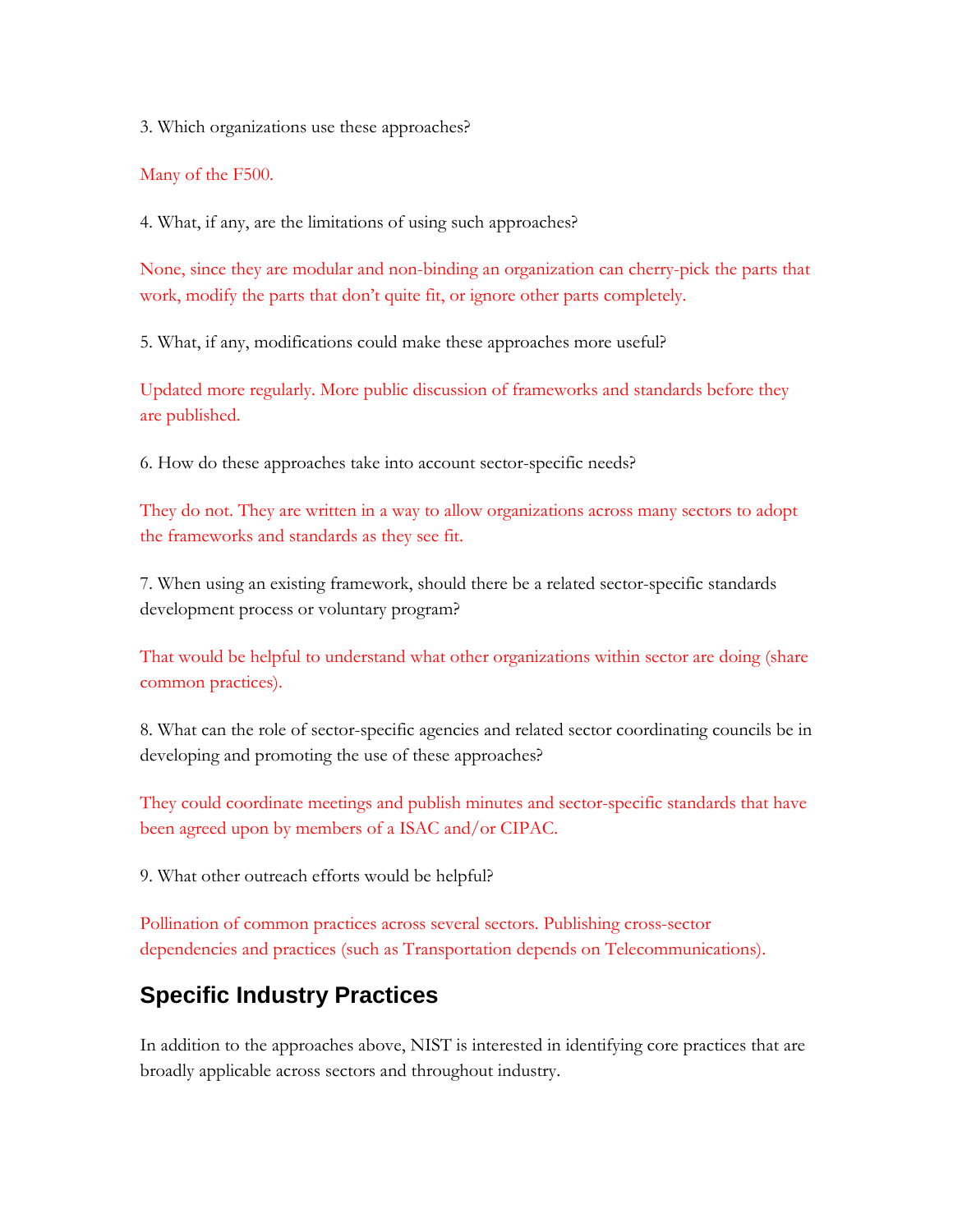3. Which organizations use these approaches?

Many of the F500.

4. What, if any, are the limitations of using such approaches?

None, since they are modular and non-binding an organization can cherry-pick the parts that work, modify the parts that don't quite fit, or ignore other parts completely.

5. What, if any, modifications could make these approaches more useful?

Updated more regularly. More public discussion of frameworks and standards before they are published.

6. How do these approaches take into account sector-specific needs?

They do not. They are written in a way to allow organizations across many sectors to adopt the frameworks and standards as they see fit.

7. When using an existing framework, should there be a related sector-specific standards development process or voluntary program?

That would be helpful to understand what other organizations within sector are doing (share common practices).

8. What can the role of sector-specific agencies and related sector coordinating councils be in developing and promoting the use of these approaches?

They could coordinate meetings and publish minutes and sector-specific standards that have been agreed upon by members of a ISAC and/or CIPAC.

9. What other outreach efforts would be helpful?

Pollination of common practices across several sectors. Publishing cross-sector dependencies and practices (such as Transportation depends on Telecommunications).

## Specific Industry Practices

In addition to the approaches above, NIST is interested in identifying core practices that are broadly applicable across sectors and throughout industry.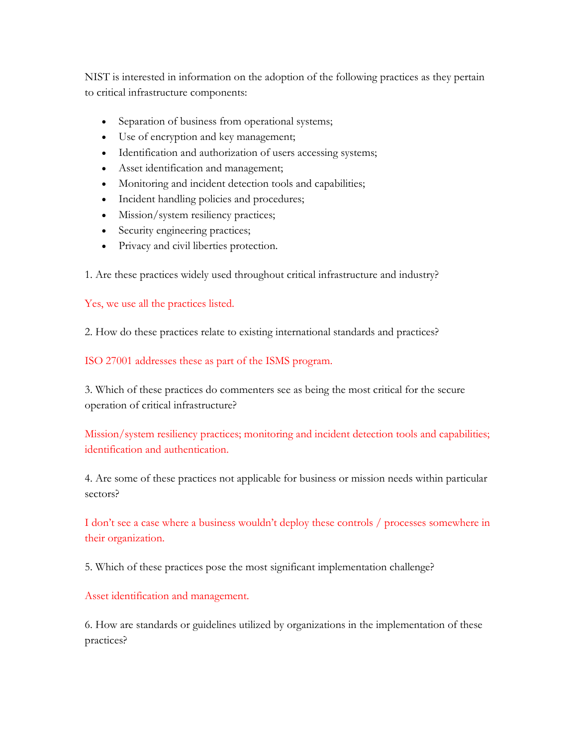NIST is interested in information on the adoption of the following practices as they pertain to critical infrastructure components:

- Separation of business from operational systems;
- Use of encryption and key management;
- Identification and authorization of users accessing systems;
- Asset identification and management;
- Monitoring and incident detection tools and capabilities;
- Incident handling policies and procedures;
- Mission/system resiliency practices;
- Security engineering practices;
- Privacy and civil liberties protection.

1. Are these practices widely used throughout critical infrastructure and industry?

Yes, we use all the practices listed.

2. How do these practices relate to existing international standards and practices?

ISO 27001 addresses these as part of the ISMS program.

3. Which of these practices do commenters see as being the most critical for the secure operation of critical infrastructure?

Mission/system resiliency practices; monitoring and incident detection tools and capabilities; identification and authentication.

4. Are some of these practices not applicable for business or mission needs within particular sectors?

I don't see a case where a business wouldn't deploy these controls / processes somewhere in their organization.

5. Which of these practices pose the most significant implementation challenge?

Asset identification and management.

6. How are standards or guidelines utilized by organizations in the implementation of these practices?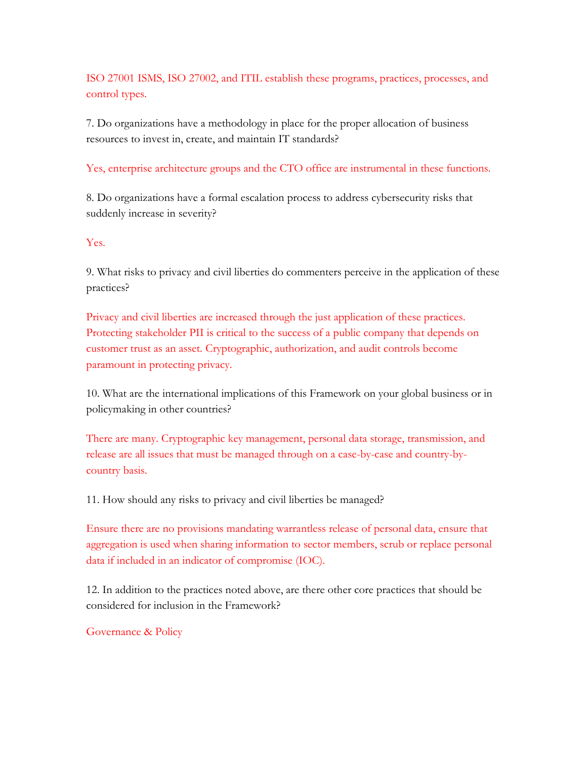ISO 27001 ISMS, ISO 27002, and ITIL establish these programs, practices, processes, and control types.

7. Do organizations have a methodology in place for the proper allocation of business resources to invest in, create, and maintain IT standards?

Yes, enterprise architecture groups and the CTO office are instrumental in these functions.

8. Do organizations have a formal escalation process to address cybersecurity risks that suddenly increase in severity?

Yes.

9. What risks to privacy and civil liberties do commenters perceive in the application of these practices?

Privacy and civil liberties are increased through the just application of these practices. Protecting stakeholder PII is critical to the success of a public company that depends on customer trust as an asset. Cryptographic, authorization, and audit controls become paramount in protecting privacy.

10. What are the international implications of this Framework on your global business or in policymaking in other countries?

There are many. Cryptographic key management, personal data storage, transmission, and release are all issues that must be managed through on a case-by-case and country-by-country basis.

11. How should any risks to privacy and civil liberties be managed?

Ensure there are no provisions mandating warrantless release of personal data, ensure that aggregation is used when sharing information to sector members, scrub or replace personal data if included in an indicator of compromise (IOC).

12. In addition to the practices noted above, are there other core practices that should be considered for inclusion in the Framework?

Governance & Policy